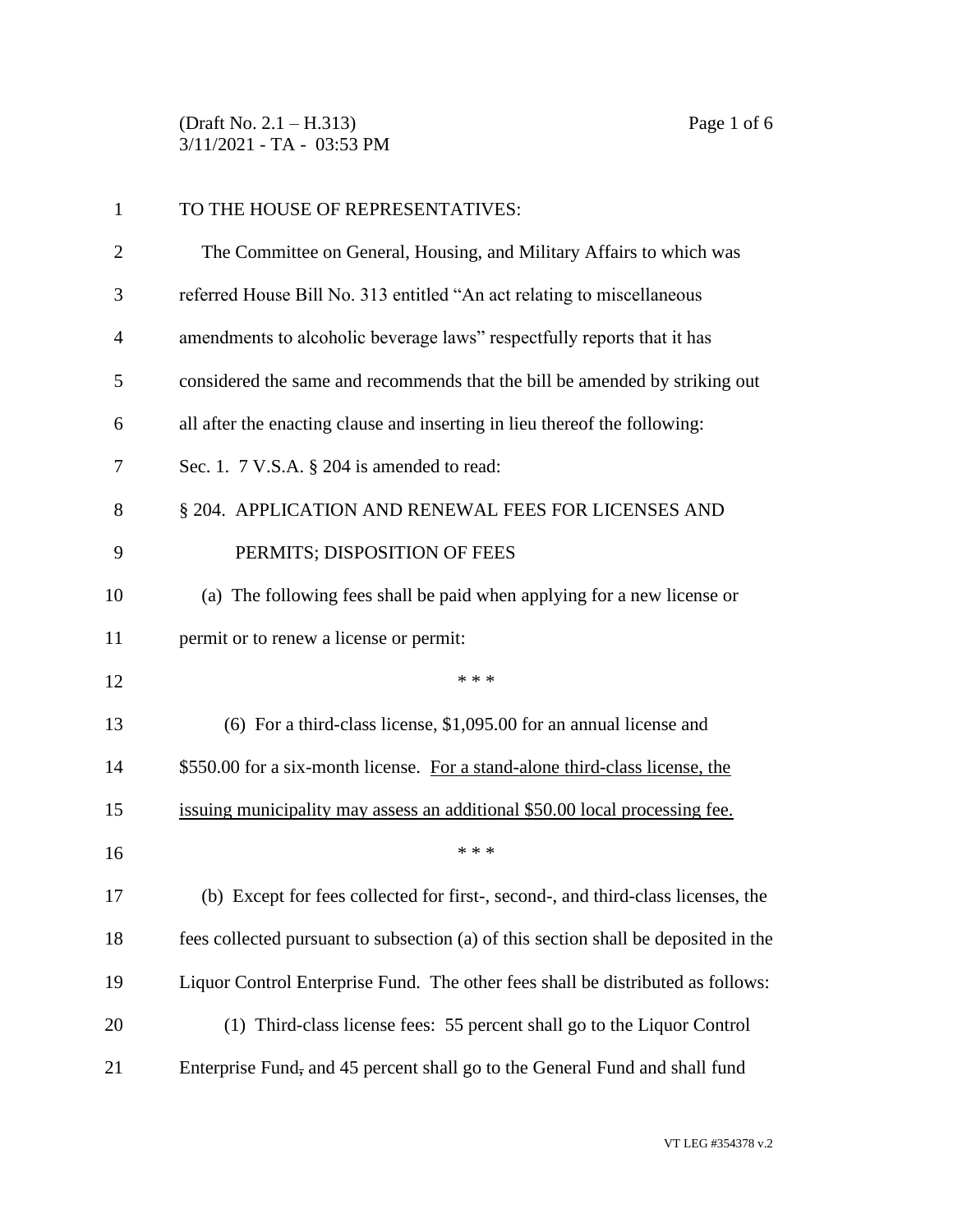TO THE HOUSE OF REPRESENTATIVES:

The Committee on General, Housing, and Military Affairs to which was referred House Bill No. 313 entitled "An act relating to miscellaneous amendments to alcoholic beverage laws" respectfully reports that it has considered the same and recommends that the bill be amended by striking out all after the enacting clause and inserting in lieu thereof the following:

Sec. 1. 7 V.S.A. § 204 is amended to read:

§ 204. APPLICATION AND RENEWAL FEES FOR LICENSES AND PERMITS; DISPOSITION OF FEES

(a) The following fees shall be paid when applying for a new license or permit or to renew a license or permit:

\* \* \*

(6) For a third-class license, $1,095.00 for an annual license and $550.00 for a six-month license. <u>For a stand-alone third-class license, the issuing municipality may assess an additional $50.00 local processing fee.</u>

\* \* \*

(b) Except for fees collected for first-, second-, and third-class licenses, the fees collected pursuant to subsection (a) of this section shall be deposited in the Liquor Control Enterprise Fund. The other fees shall be distributed as follows:

(1) Third-class license fees: 55 percent shall go to the Liquor Control Enterprise Fund~~,~~ and 45 percent shall go to the General Fund and shall fund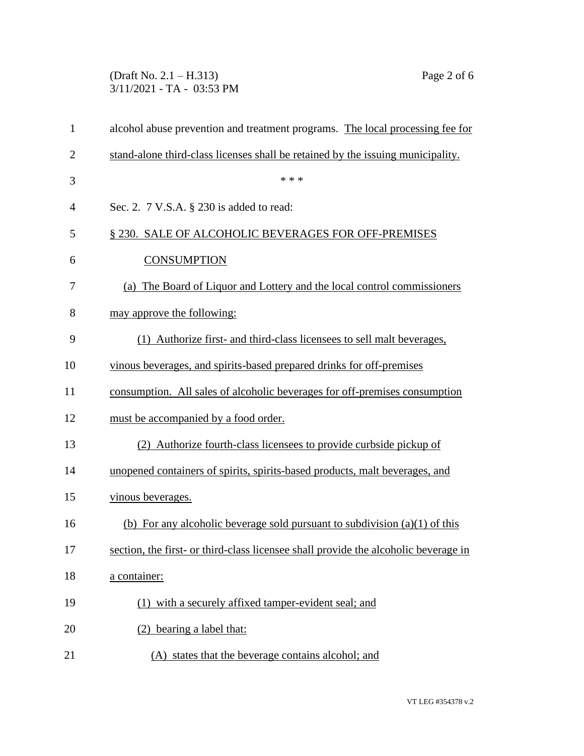alcohol abuse prevention and treatment programs. The local processing fee for stand-alone third-class licenses shall be retained by the issuing municipality.

\* \* \*

Sec. 2. 7 V.S.A. § 230 is added to read:

§ 230. SALE OF ALCOHOLIC BEVERAGES FOR OFF-PREMISES CONSUMPTION

(a) The Board of Liquor and Lottery and the local control commissioners may approve the following:

(1) Authorize first- and third-class licensees to sell malt beverages, vinous beverages, and spirits-based prepared drinks for off-premises consumption. All sales of alcoholic beverages for off-premises consumption must be accompanied by a food order.

(2) Authorize fourth-class licensees to provide curbside pickup of unopened containers of spirits, spirits-based products, malt beverages, and vinous beverages.

(b) For any alcoholic beverage sold pursuant to subdivision (a)(1) of this section, the first- or third-class licensee shall provide the alcoholic beverage in a container:

(1) with a securely affixed tamper-evident seal; and

(2) bearing a label that:

(A) states that the beverage contains alcohol; and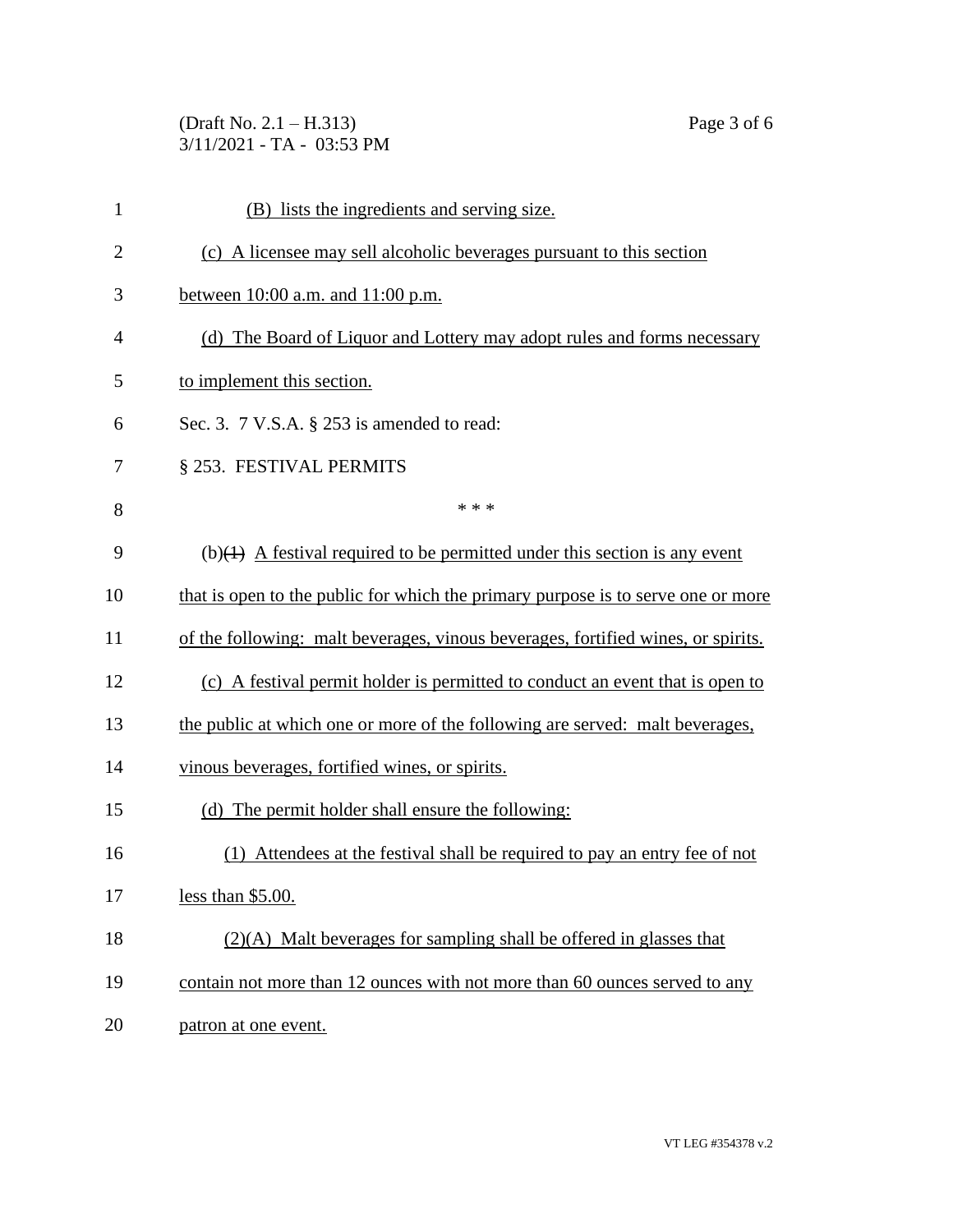(B) lists the ingredients and serving size.

(c) A licensee may sell alcoholic beverages pursuant to this section between 10:00 a.m. and 11:00 p.m.

(d) The Board of Liquor and Lottery may adopt rules and forms necessary to implement this section.

Sec. 3. 7 V.S.A. § 253 is amended to read:

§ 253. FESTIVAL PERMITS

\* \* \*

(b)~~(1)~~ A festival required to be permitted under this section is any event that is open to the public for which the primary purpose is to serve one or more of the following: malt beverages, vinous beverages, fortified wines, or spirits.

(c) A festival permit holder is permitted to conduct an event that is open to the public at which one or more of the following are served: malt beverages, vinous beverages, fortified wines, or spirits.

(d) The permit holder shall ensure the following:

(1) Attendees at the festival shall be required to pay an entry fee of not less than $5.00.

(2)(A) Malt beverages for sampling shall be offered in glasses that contain not more than 12 ounces with not more than 60 ounces served to any patron at one event.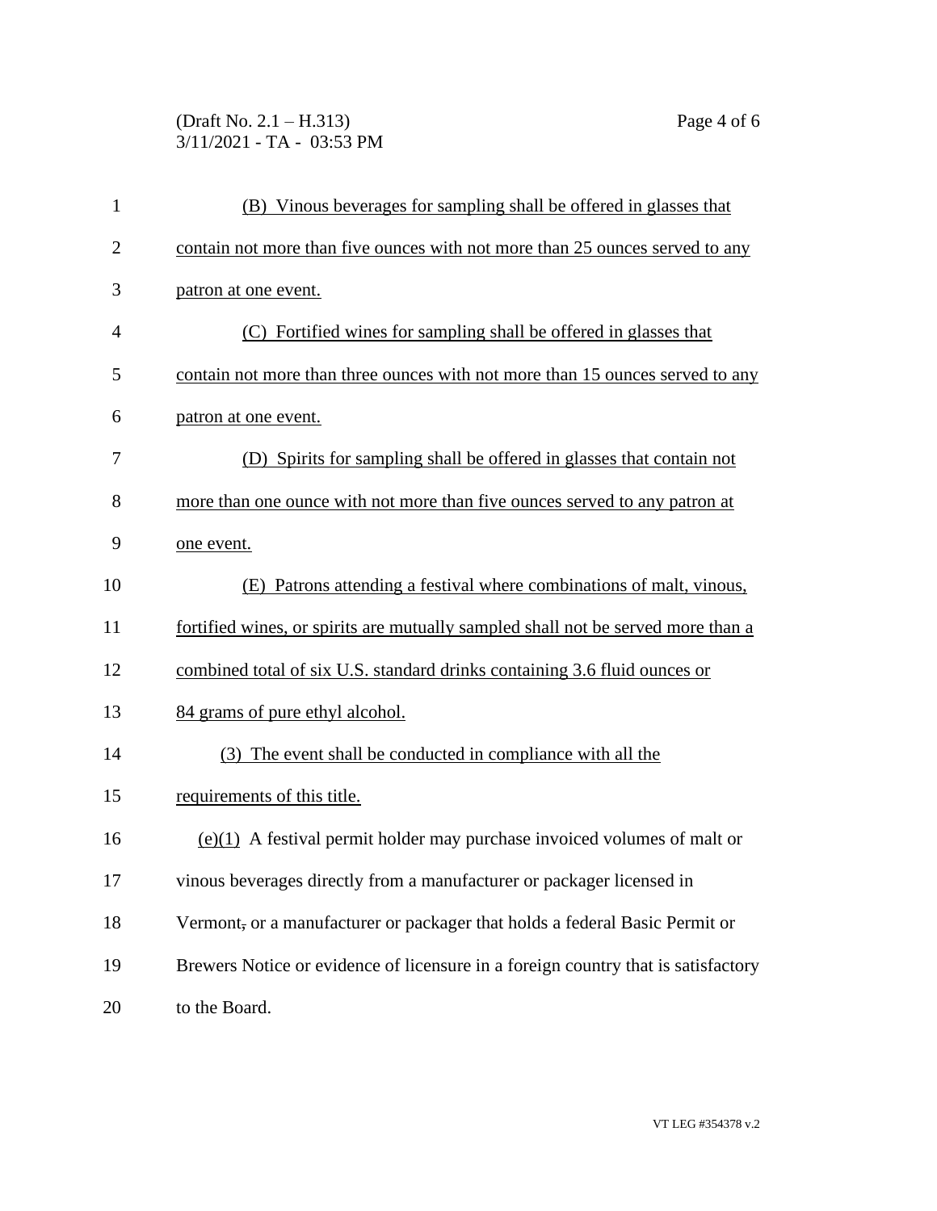(B) Vinous beverages for sampling shall be offered in glasses that contain not more than five ounces with not more than 25 ounces served to any patron at one event.

(C) Fortified wines for sampling shall be offered in glasses that contain not more than three ounces with not more than 15 ounces served to any patron at one event.

(D) Spirits for sampling shall be offered in glasses that contain not more than one ounce with not more than five ounces served to any patron at one event.

(E) Patrons attending a festival where combinations of malt, vinous, fortified wines, or spirits are mutually sampled shall not be served more than a combined total of six U.S. standard drinks containing 3.6 fluid ounces or 84 grams of pure ethyl alcohol.

(3) The event shall be conducted in compliance with all the requirements of this title.

(e)(1) A festival permit holder may purchase invoiced volumes of malt or vinous beverages directly from a manufacturer or packager licensed in Vermont, or a manufacturer or packager that holds a federal Basic Permit or Brewers Notice or evidence of licensure in a foreign country that is satisfactory to the Board.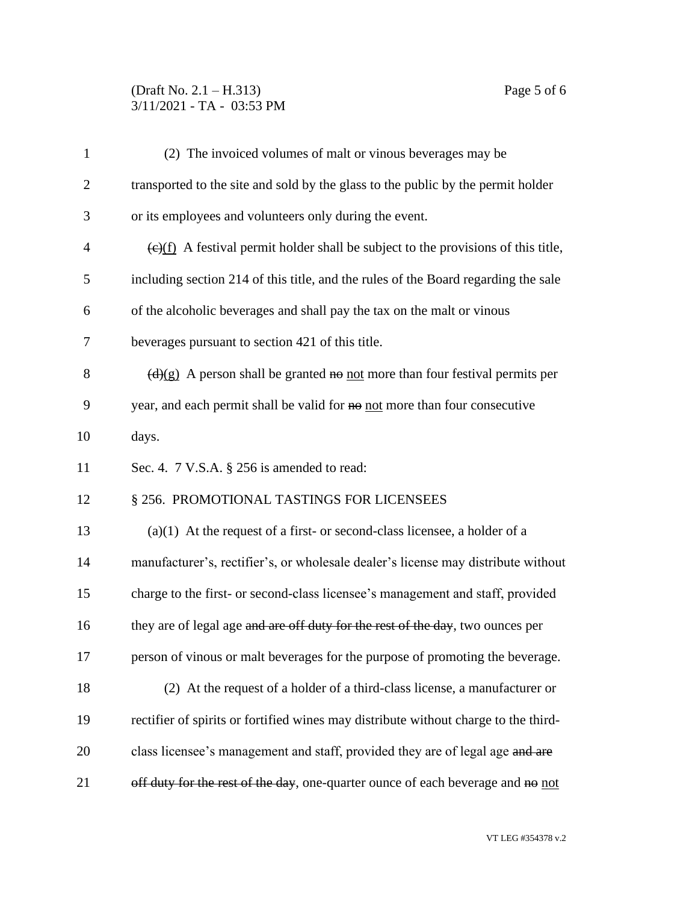(2) The invoiced volumes of malt or vinous beverages may be transported to the site and sold by the glass to the public by the permit holder or its employees and volunteers only during the event.

~~(c)~~(f) A festival permit holder shall be subject to the provisions of this title, including section 214 of this title, and the rules of the Board regarding the sale of the alcoholic beverages and shall pay the tax on the malt or vinous beverages pursuant to section 421 of this title.

~~(d)~~(g) A person shall be granted ~~no~~ not more than four festival permits per year, and each permit shall be valid for ~~no~~ not more than four consecutive days.

Sec. 4. 7 V.S.A. § 256 is amended to read:

§ 256. PROMOTIONAL TASTINGS FOR LICENSEES

(a)(1) At the request of a first- or second-class licensee, a holder of a manufacturer's, rectifier's, or wholesale dealer's license may distribute without charge to the first- or second-class licensee's management and staff, provided they are of legal age ~~and are off duty for the rest of the day~~, two ounces per person of vinous or malt beverages for the purpose of promoting the beverage.

(2) At the request of a holder of a third-class license, a manufacturer or rectifier of spirits or fortified wines may distribute without charge to the third-class licensee's management and staff, provided they are of legal age ~~and are off duty for the rest of the day~~, one-quarter ounce of each beverage and ~~no~~ not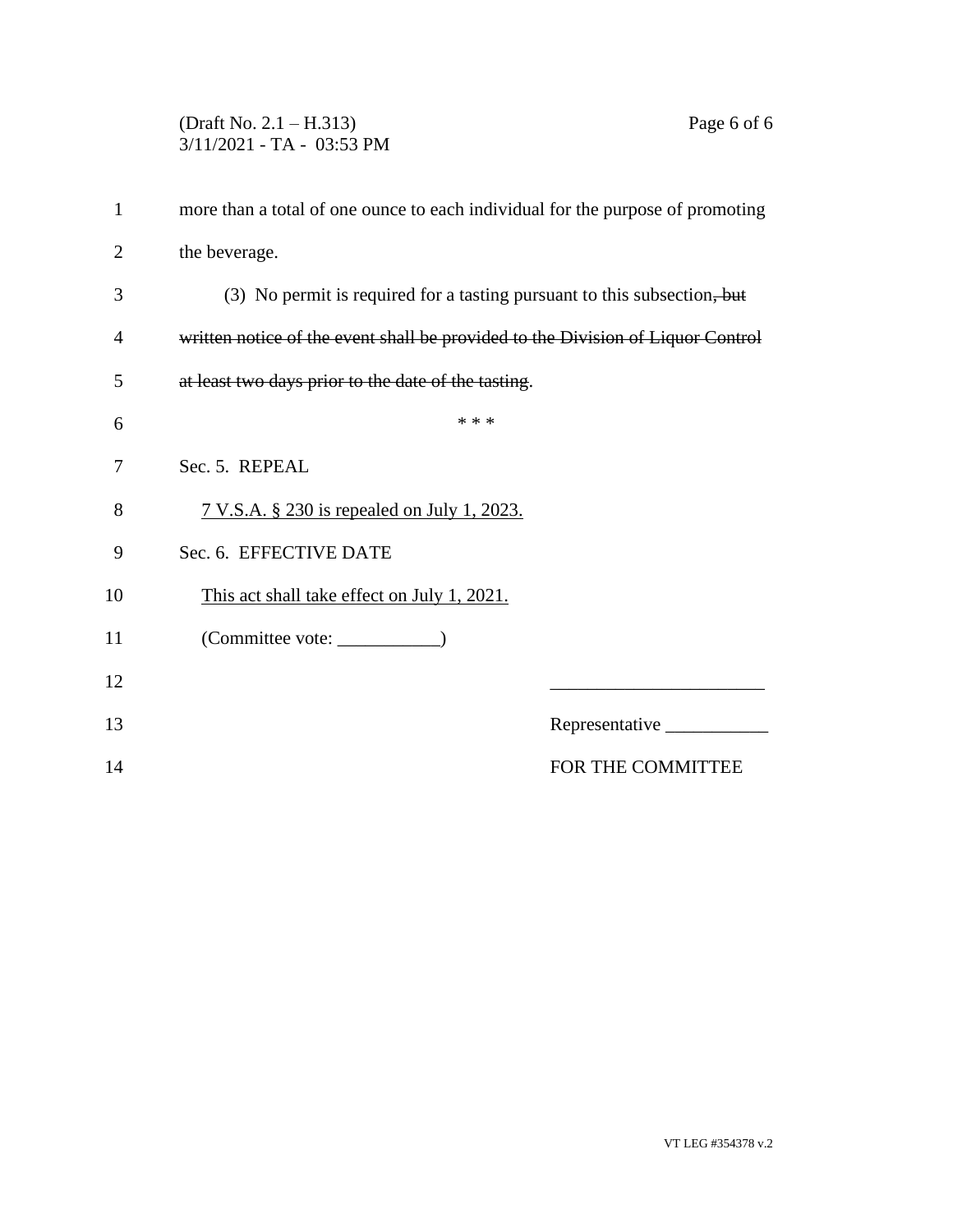more than a total of one ounce to each individual for the purpose of promoting the beverage.

(3) No permit is required for a tasting pursuant to this subsection~~, but written notice of the event shall be provided to the Division of Liquor Control at least two days prior to the date of the tasting~~.

\* \* \*

Sec. 5. REPEAL

<u>7 V.S.A. § 230 is repealed on July 1, 2023.</u>

Sec. 6. EFFECTIVE DATE

<u>This act shall take effect on July 1, 2021.</u>

(Committee vote: ___________)

_______________________

Representative ___________

FOR THE COMMITTEE

VT LEG #354378 v.2